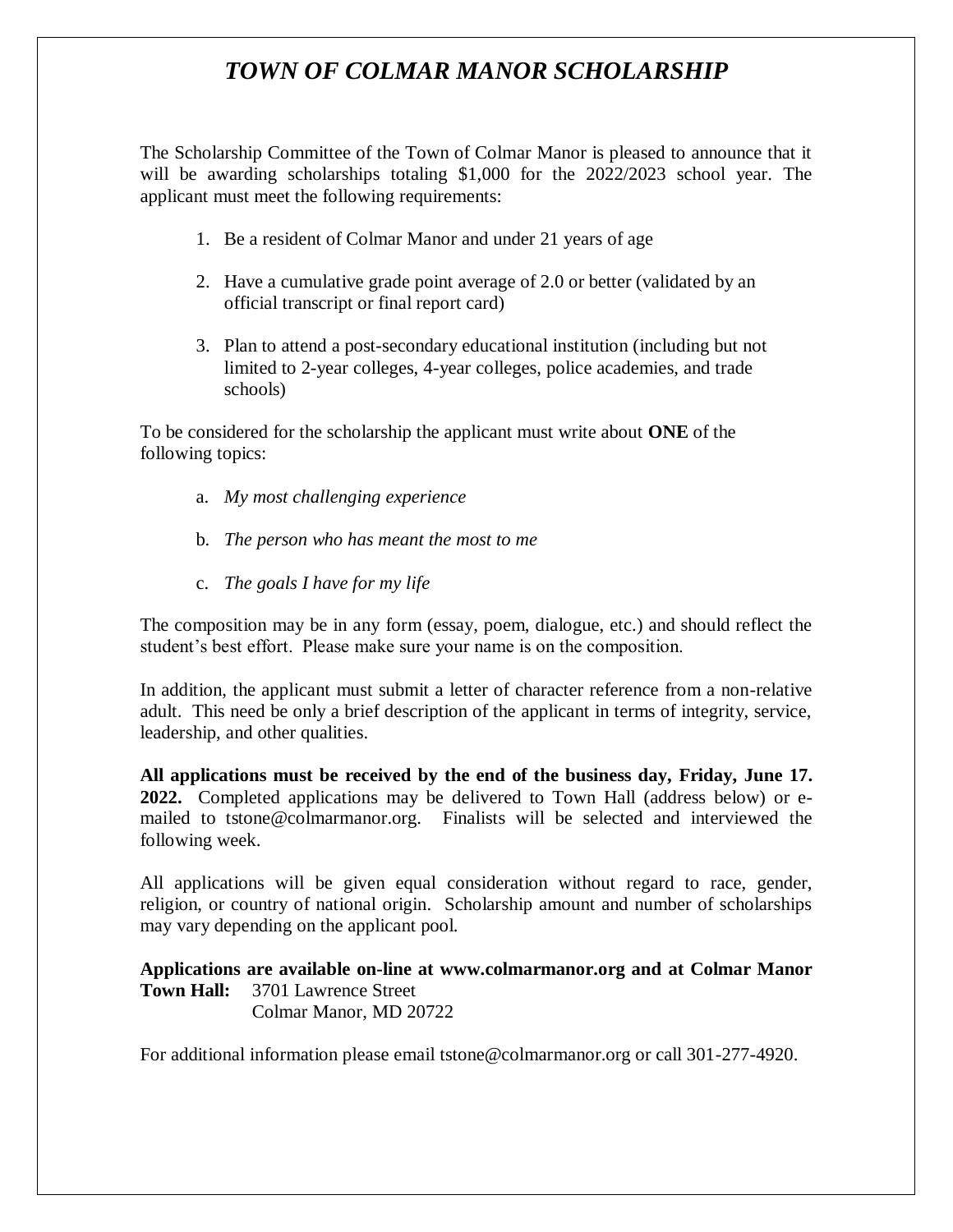# *TOWN OF COLMAR MANOR SCHOLARSHIP*

The Scholarship Committee of the Town of Colmar Manor is pleased to announce that it will be awarding scholarships totaling $1,000 for the 2022/2023 school year. The applicant must meet the following requirements:

1. Be a resident of Colmar Manor and under 21 years of age
2. Have a cumulative grade point average of 2.0 or better (validated by an official transcript or final report card)
3. Plan to attend a post-secondary educational institution (including but not limited to 2-year colleges, 4-year colleges, police academies, and trade schools)

To be considered for the scholarship the applicant must write about **ONE** of the following topics:

a. *My most challenging experience*

b. *The person who has meant the most to me*

c. *The goals I have for my life*

The composition may be in any form (essay, poem, dialogue, etc.) and should reflect the student's best effort. Please make sure your name is on the composition.

In addition, the applicant must submit a letter of character reference from a non-relative adult. This need be only a brief description of the applicant in terms of integrity, service, leadership, and other qualities.

**All applications must be received by the end of the business day, Friday, June 17. 2022.** Completed applications may be delivered to Town Hall (address below) or e-mailed to tstone@colmarmanor.org. Finalists will be selected and interviewed the following week.

All applications will be given equal consideration without regard to race, gender, religion, or country of national origin. Scholarship amount and number of scholarships may vary depending on the applicant pool.

**Applications are available on-line at www.colmarmanor.org and at Colmar Manor Town Hall:** 3701 Lawrence Street
Colmar Manor, MD 20722

For additional information please email tstone@colmarmanor.org or call 301-277-4920.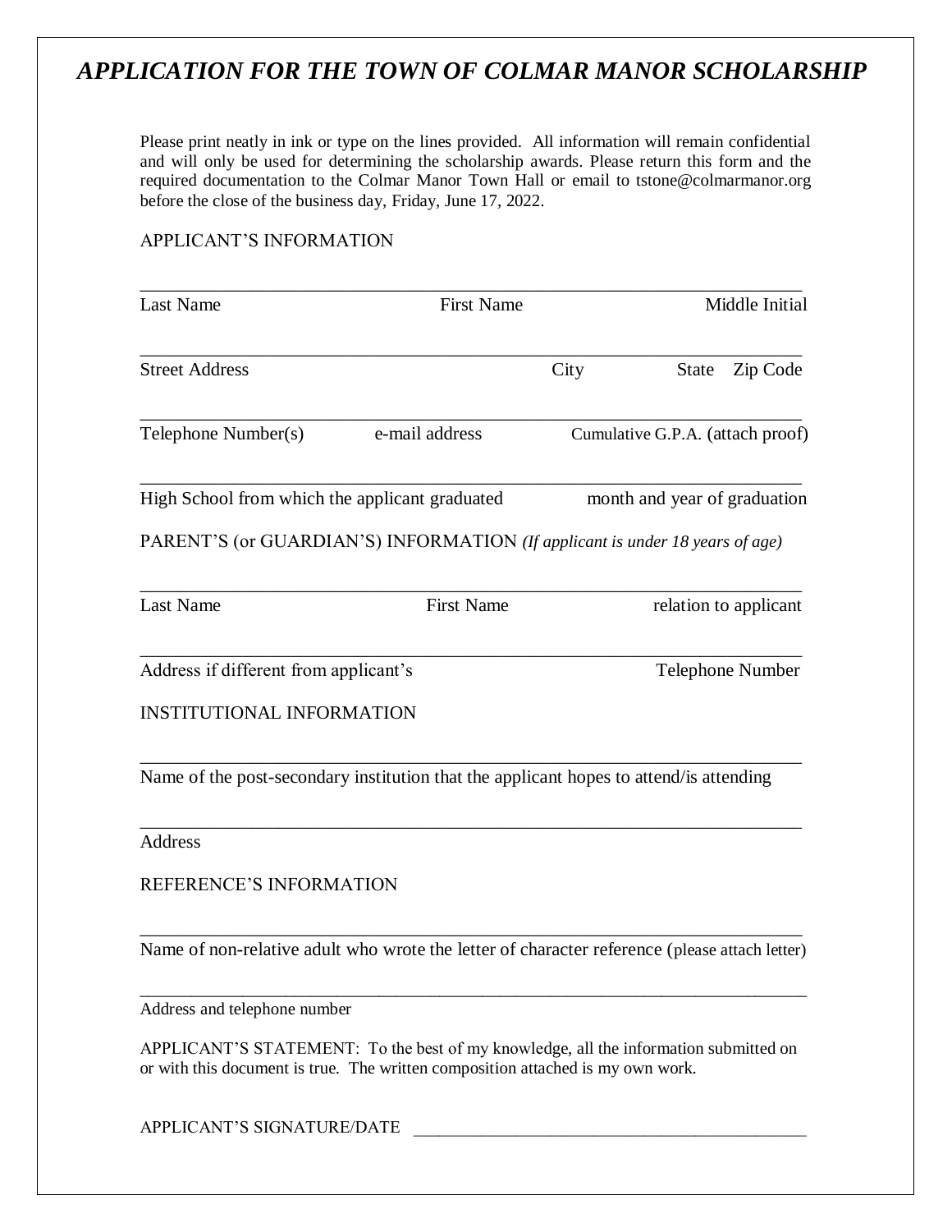# *APPLICATION FOR THE TOWN OF COLMAR MANOR SCHOLARSHIP*

Please print neatly in ink or type on the lines provided. All information will remain confidential and will only be used for determining the scholarship awards. Please return this form and the required documentation to the Colmar Manor Town Hall or email to tstone@colmarmanor.org before the close of the business day, Friday, June 17, 2022.

APPLICANT'S INFORMATION

______________________________________________________________________

Last Name First Name Middle Initial

______________________________________________________________________

Street Address City State Zip Code

______________________________________________________________________

Telephone Number(s) e-mail address Cumulative G.P.A. (attach proof)

______________________________________________________________________

High School from which the applicant graduated month and year of graduation

PARENT'S (or GUARDIAN'S) INFORMATION *(If applicant is under 18 years of age)*

______________________________________________________________________

Last Name First Name relation to applicant

______________________________________________________________________

Address if different from applicant's Telephone Number

INSTITUTIONAL INFORMATION

______________________________________________________________________

Name of the post-secondary institution that the applicant hopes to attend/is attending

______________________________________________________________________

Address

REFERENCE'S INFORMATION

______________________________________________________________________

Name of non-relative adult who wrote the letter of character reference (please attach letter)

______________________________________________________________________

Address and telephone number

APPLICANT'S STATEMENT: To the best of my knowledge, all the information submitted on or with this document is true. The written composition attached is my own work.

APPLICANT'S SIGNATURE/DATE ______________________________________________